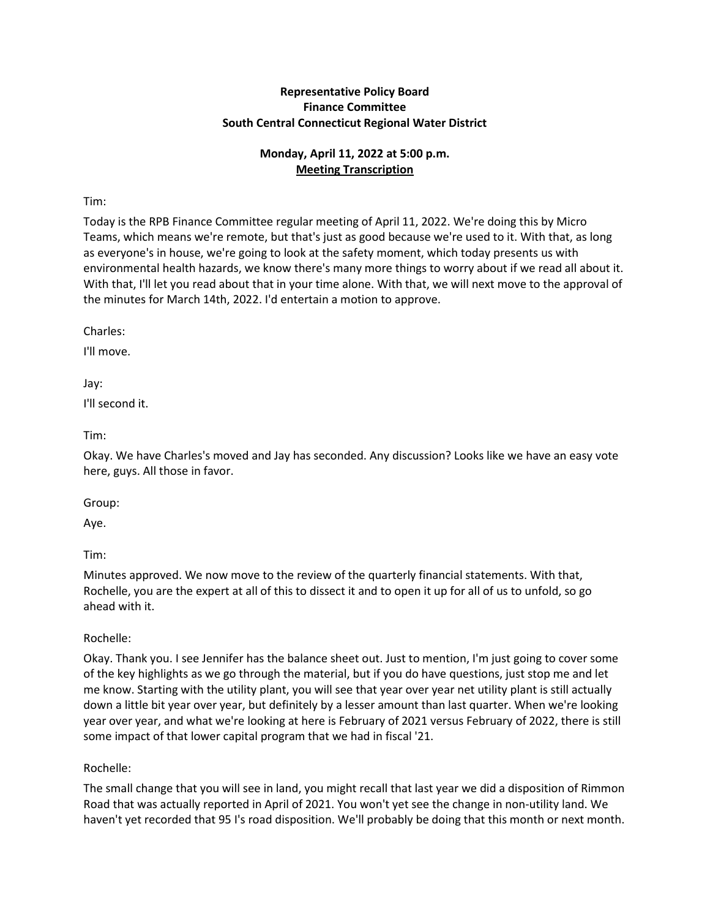**Representative Policy Board**
**Finance Committee**
**South Central Connecticut Regional Water District**

**Monday, April 11, 2022 at 5:00 p.m.**
**Meeting Transcription**

Tim:

Today is the RPB Finance Committee regular meeting of April 11, 2022. We're doing this by Micro Teams, which means we're remote, but that's just as good because we're used to it. With that, as long as everyone's in house, we're going to look at the safety moment, which today presents us with environmental health hazards, we know there's many more things to worry about if we read all about it. With that, I'll let you read about that in your time alone. With that, we will next move to the approval of the minutes for March 14th, 2022. I'd entertain a motion to approve.

Charles:

I'll move.

Jay:

I'll second it.

Tim:

Okay. We have Charles's moved and Jay has seconded. Any discussion? Looks like we have an easy vote here, guys. All those in favor.

Group:

Aye.

Tim:

Minutes approved. We now move to the review of the quarterly financial statements. With that, Rochelle, you are the expert at all of this to dissect it and to open it up for all of us to unfold, so go ahead with it.

Rochelle:

Okay. Thank you. I see Jennifer has the balance sheet out. Just to mention, I'm just going to cover some of the key highlights as we go through the material, but if you do have questions, just stop me and let me know. Starting with the utility plant, you will see that year over year net utility plant is still actually down a little bit year over year, but definitely by a lesser amount than last quarter. When we're looking year over year, and what we're looking at here is February of 2021 versus February of 2022, there is still some impact of that lower capital program that we had in fiscal '21.

Rochelle:

The small change that you will see in land, you might recall that last year we did a disposition of Rimmon Road that was actually reported in April of 2021. You won't yet see the change in non-utility land. We haven't yet recorded that 95 I's road disposition. We'll probably be doing that this month or next month.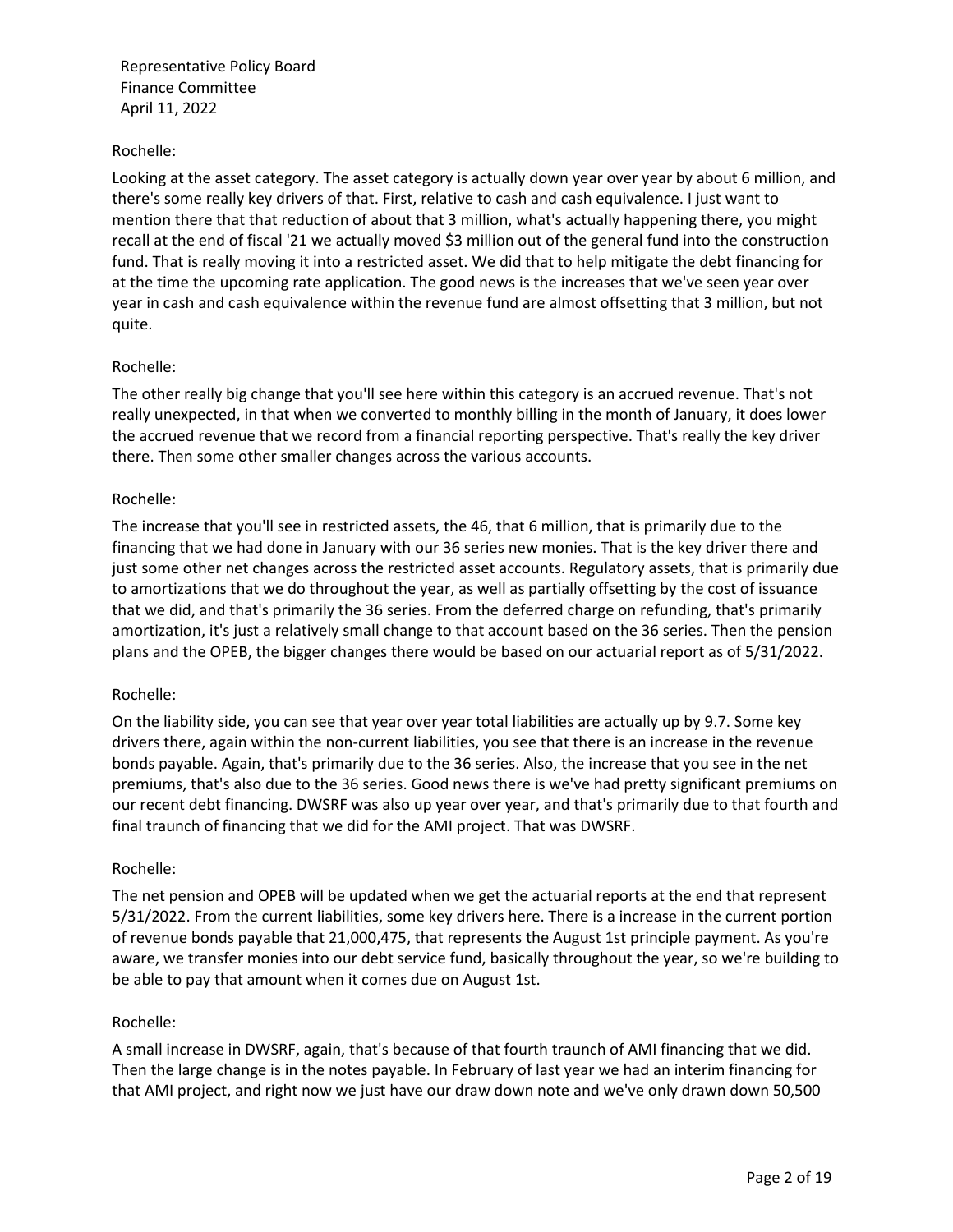Representative Policy Board
Finance Committee
April 11, 2022

Rochelle:

Looking at the asset category. The asset category is actually down year over year by about 6 million, and there's some really key drivers of that. First, relative to cash and cash equivalence. I just want to mention there that that reduction of about that 3 million, what's actually happening there, you might recall at the end of fiscal '21 we actually moved $3 million out of the general fund into the construction fund. That is really moving it into a restricted asset. We did that to help mitigate the debt financing for at the time the upcoming rate application. The good news is the increases that we've seen year over year in cash and cash equivalence within the revenue fund are almost offsetting that 3 million, but not quite.

Rochelle:

The other really big change that you'll see here within this category is an accrued revenue. That's not really unexpected, in that when we converted to monthly billing in the month of January, it does lower the accrued revenue that we record from a financial reporting perspective. That's really the key driver there. Then some other smaller changes across the various accounts.

Rochelle:

The increase that you'll see in restricted assets, the 46, that 6 million, that is primarily due to the financing that we had done in January with our 36 series new monies. That is the key driver there and just some other net changes across the restricted asset accounts. Regulatory assets, that is primarily due to amortizations that we do throughout the year, as well as partially offsetting by the cost of issuance that we did, and that's primarily the 36 series. From the deferred charge on refunding, that's primarily amortization, it's just a relatively small change to that account based on the 36 series. Then the pension plans and the OPEB, the bigger changes there would be based on our actuarial report as of 5/31/2022.

Rochelle:

On the liability side, you can see that year over year total liabilities are actually up by 9.7. Some key drivers there, again within the non-current liabilities, you see that there is an increase in the revenue bonds payable. Again, that's primarily due to the 36 series. Also, the increase that you see in the net premiums, that's also due to the 36 series. Good news there is we've had pretty significant premiums on our recent debt financing. DWSRF was also up year over year, and that's primarily due to that fourth and final traunch of financing that we did for the AMI project. That was DWSRF.

Rochelle:

The net pension and OPEB will be updated when we get the actuarial reports at the end that represent 5/31/2022. From the current liabilities, some key drivers here. There is a increase in the current portion of revenue bonds payable that 21,000,475, that represents the August 1st principle payment. As you're aware, we transfer monies into our debt service fund, basically throughout the year, so we're building to be able to pay that amount when it comes due on August 1st.

Rochelle:

A small increase in DWSRF, again, that's because of that fourth traunch of AMI financing that we did. Then the large change is in the notes payable. In February of last year we had an interim financing for that AMI project, and right now we just have our draw down note and we've only drawn down 50,500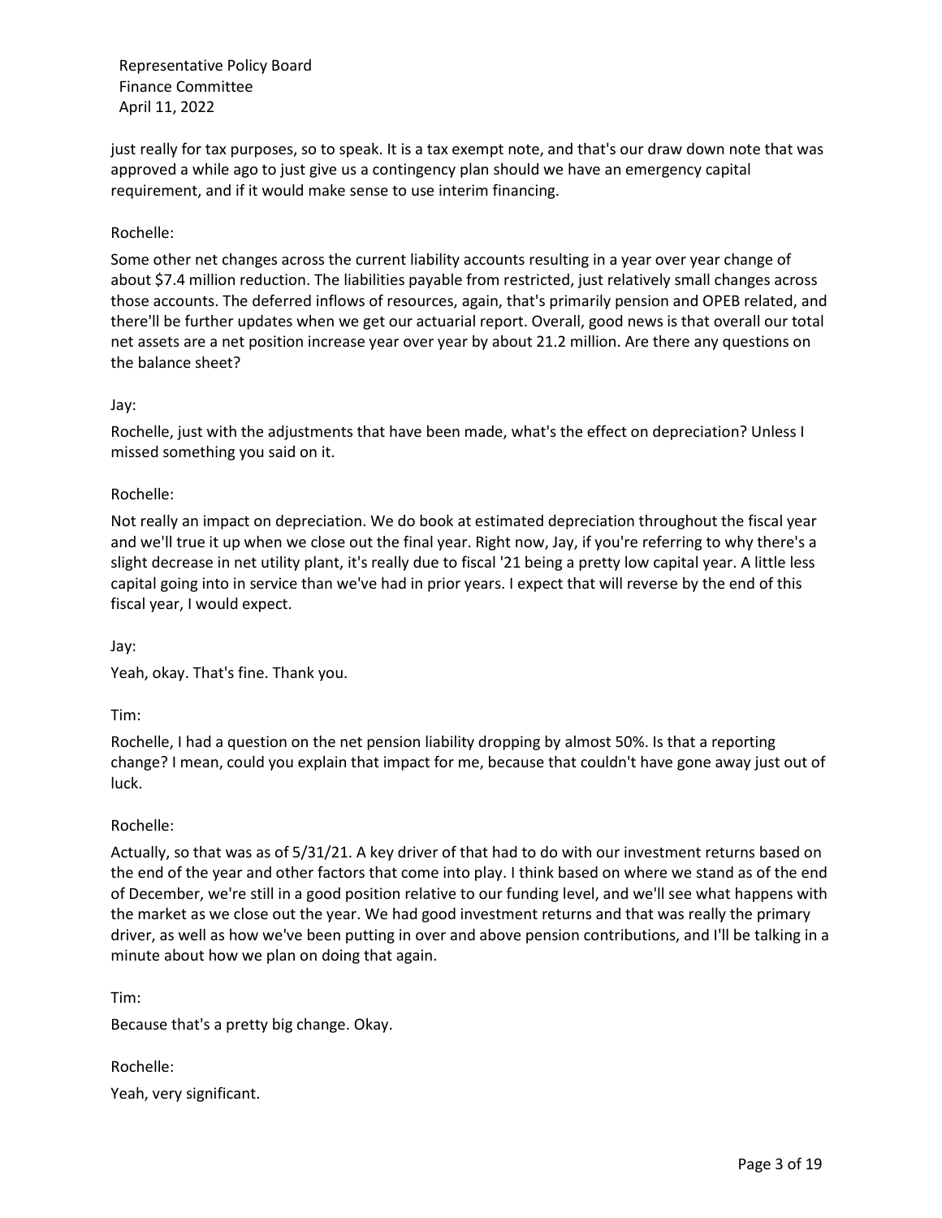just really for tax purposes, so to speak. It is a tax exempt note, and that's our draw down note that was approved a while ago to just give us a contingency plan should we have an emergency capital requirement, and if it would make sense to use interim financing.

Rochelle:

Some other net changes across the current liability accounts resulting in a year over year change of about $7.4 million reduction. The liabilities payable from restricted, just relatively small changes across those accounts. The deferred inflows of resources, again, that's primarily pension and OPEB related, and there'll be further updates when we get our actuarial report. Overall, good news is that overall our total net assets are a net position increase year over year by about 21.2 million. Are there any questions on the balance sheet?

Jay:

Rochelle, just with the adjustments that have been made, what's the effect on depreciation? Unless I missed something you said on it.

Rochelle:

Not really an impact on depreciation. We do book at estimated depreciation throughout the fiscal year and we'll true it up when we close out the final year. Right now, Jay, if you're referring to why there's a slight decrease in net utility plant, it's really due to fiscal '21 being a pretty low capital year. A little less capital going into in service than we've had in prior years. I expect that will reverse by the end of this fiscal year, I would expect.

Jay:

Yeah, okay. That's fine. Thank you.

Tim:

Rochelle, I had a question on the net pension liability dropping by almost 50%. Is that a reporting change? I mean, could you explain that impact for me, because that couldn't have gone away just out of luck.

Rochelle:

Actually, so that was as of 5/31/21. A key driver of that had to do with our investment returns based on the end of the year and other factors that come into play. I think based on where we stand as of the end of December, we're still in a good position relative to our funding level, and we'll see what happens with the market as we close out the year. We had good investment returns and that was really the primary driver, as well as how we've been putting in over and above pension contributions, and I'll be talking in a minute about how we plan on doing that again.

Tim:

Because that's a pretty big change. Okay.

Rochelle:

Yeah, very significant.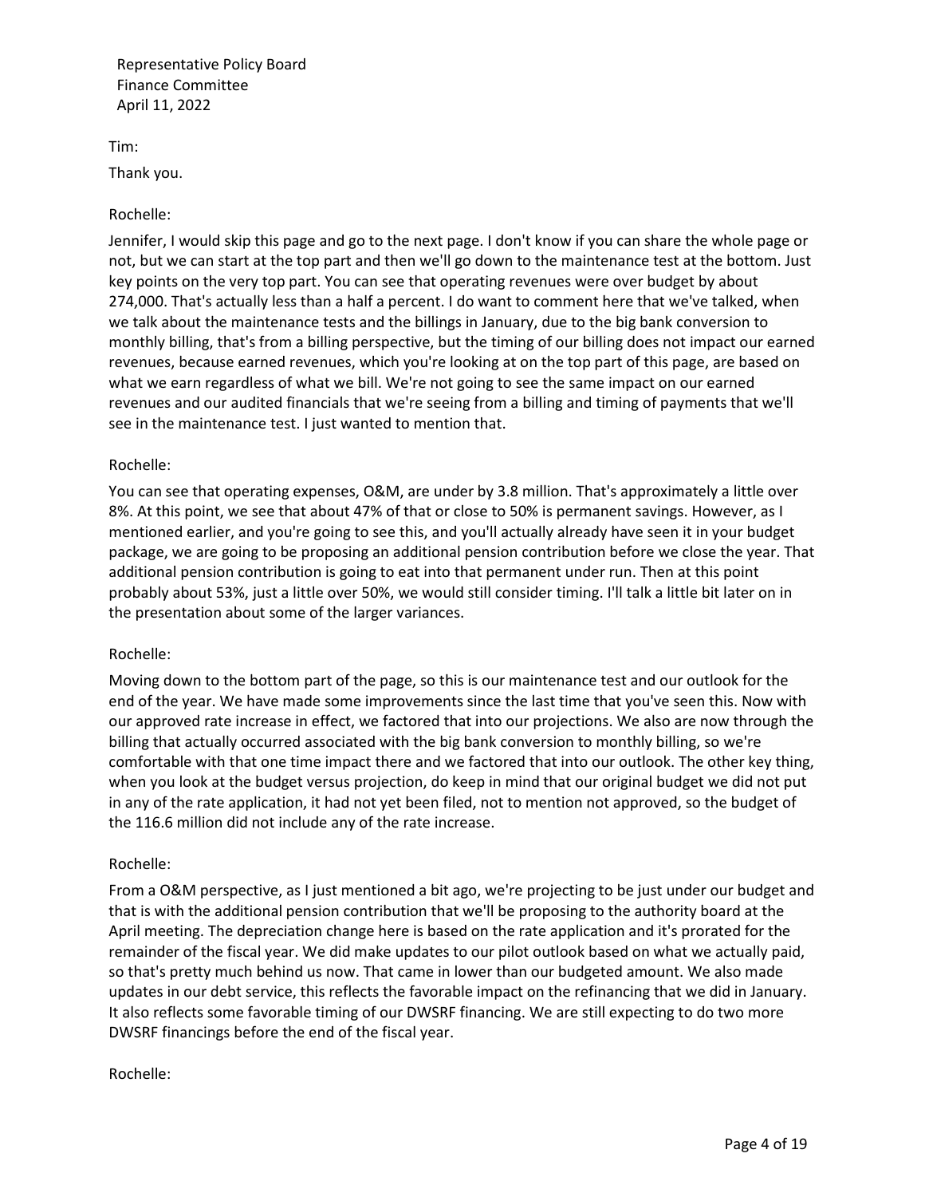Tim:

Thank you.

Rochelle:

Jennifer, I would skip this page and go to the next page. I don't know if you can share the whole page or not, but we can start at the top part and then we'll go down to the maintenance test at the bottom. Just key points on the very top part. You can see that operating revenues were over budget by about 274,000. That's actually less than a half a percent. I do want to comment here that we've talked, when we talk about the maintenance tests and the billings in January, due to the big bank conversion to monthly billing, that's from a billing perspective, but the timing of our billing does not impact our earned revenues, because earned revenues, which you're looking at on the top part of this page, are based on what we earn regardless of what we bill. We're not going to see the same impact on our earned revenues and our audited financials that we're seeing from a billing and timing of payments that we'll see in the maintenance test. I just wanted to mention that.

Rochelle:

You can see that operating expenses, O&M, are under by 3.8 million. That's approximately a little over 8%. At this point, we see that about 47% of that or close to 50% is permanent savings. However, as I mentioned earlier, and you're going to see this, and you'll actually already have seen it in your budget package, we are going to be proposing an additional pension contribution before we close the year. That additional pension contribution is going to eat into that permanent under run. Then at this point probably about 53%, just a little over 50%, we would still consider timing. I'll talk a little bit later on in the presentation about some of the larger variances.

Rochelle:

Moving down to the bottom part of the page, so this is our maintenance test and our outlook for the end of the year. We have made some improvements since the last time that you've seen this. Now with our approved rate increase in effect, we factored that into our projections. We also are now through the billing that actually occurred associated with the big bank conversion to monthly billing, so we're comfortable with that one time impact there and we factored that into our outlook. The other key thing, when you look at the budget versus projection, do keep in mind that our original budget we did not put in any of the rate application, it had not yet been filed, not to mention not approved, so the budget of the 116.6 million did not include any of the rate increase.

Rochelle:

From a O&M perspective, as I just mentioned a bit ago, we're projecting to be just under our budget and that is with the additional pension contribution that we'll be proposing to the authority board at the April meeting. The depreciation change here is based on the rate application and it's prorated for the remainder of the fiscal year. We did make updates to our pilot outlook based on what we actually paid, so that's pretty much behind us now. That came in lower than our budgeted amount. We also made updates in our debt service, this reflects the favorable impact on the refinancing that we did in January. It also reflects some favorable timing of our DWSRF financing. We are still expecting to do two more DWSRF financings before the end of the fiscal year.

Rochelle: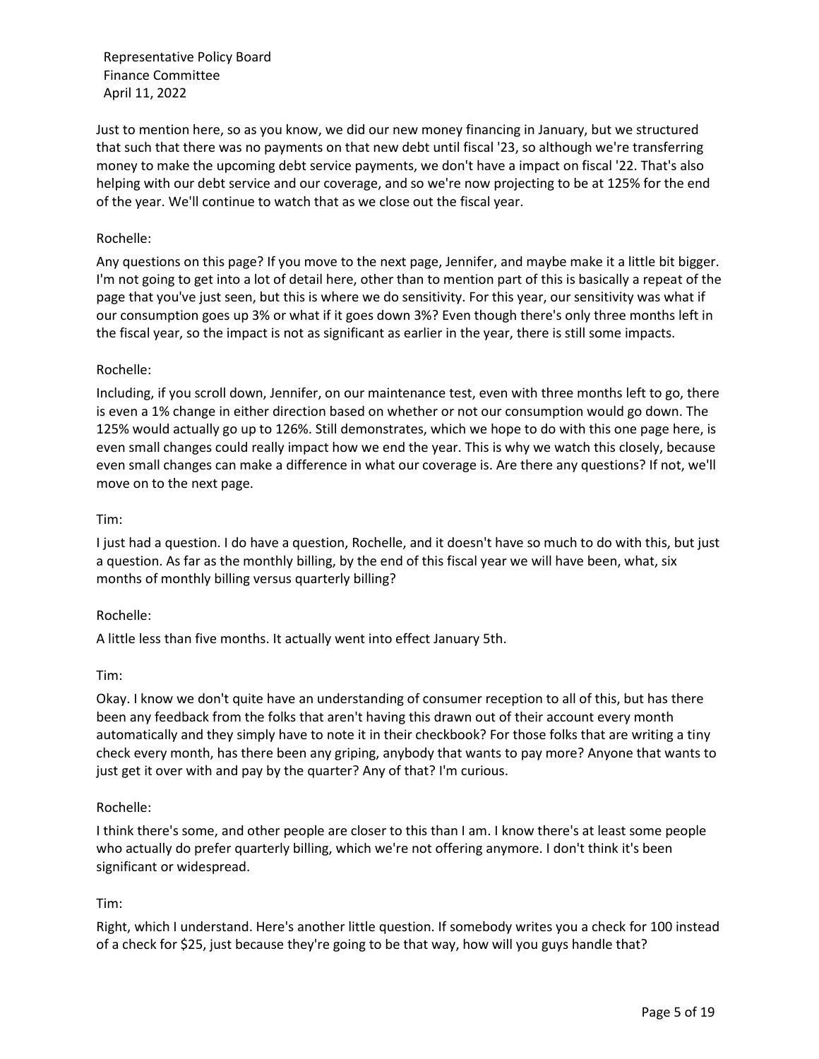Just to mention here, so as you know, we did our new money financing in January, but we structured that such that there was no payments on that new debt until fiscal '23, so although we're transferring money to make the upcoming debt service payments, we don't have a impact on fiscal '22. That's also helping with our debt service and our coverage, and so we're now projecting to be at 125% for the end of the year. We'll continue to watch that as we close out the fiscal year.

Rochelle:

Any questions on this page? If you move to the next page, Jennifer, and maybe make it a little bit bigger. I'm not going to get into a lot of detail here, other than to mention part of this is basically a repeat of the page that you've just seen, but this is where we do sensitivity. For this year, our sensitivity was what if our consumption goes up 3% or what if it goes down 3%? Even though there's only three months left in the fiscal year, so the impact is not as significant as earlier in the year, there is still some impacts.

Rochelle:

Including, if you scroll down, Jennifer, on our maintenance test, even with three months left to go, there is even a 1% change in either direction based on whether or not our consumption would go down. The 125% would actually go up to 126%. Still demonstrates, which we hope to do with this one page here, is even small changes could really impact how we end the year. This is why we watch this closely, because even small changes can make a difference in what our coverage is. Are there any questions? If not, we'll move on to the next page.

Tim:

I just had a question. I do have a question, Rochelle, and it doesn't have so much to do with this, but just a question. As far as the monthly billing, by the end of this fiscal year we will have been, what, six months of monthly billing versus quarterly billing?

Rochelle:

A little less than five months. It actually went into effect January 5th.

Tim:

Okay. I know we don't quite have an understanding of consumer reception to all of this, but has there been any feedback from the folks that aren't having this drawn out of their account every month automatically and they simply have to note it in their checkbook? For those folks that are writing a tiny check every month, has there been any griping, anybody that wants to pay more? Anyone that wants to just get it over with and pay by the quarter? Any of that? I'm curious.

Rochelle:

I think there's some, and other people are closer to this than I am. I know there's at least some people who actually do prefer quarterly billing, which we're not offering anymore. I don't think it's been significant or widespread.

Tim:

Right, which I understand. Here's another little question. If somebody writes you a check for 100 instead of a check for $25, just because they're going to be that way, how will you guys handle that?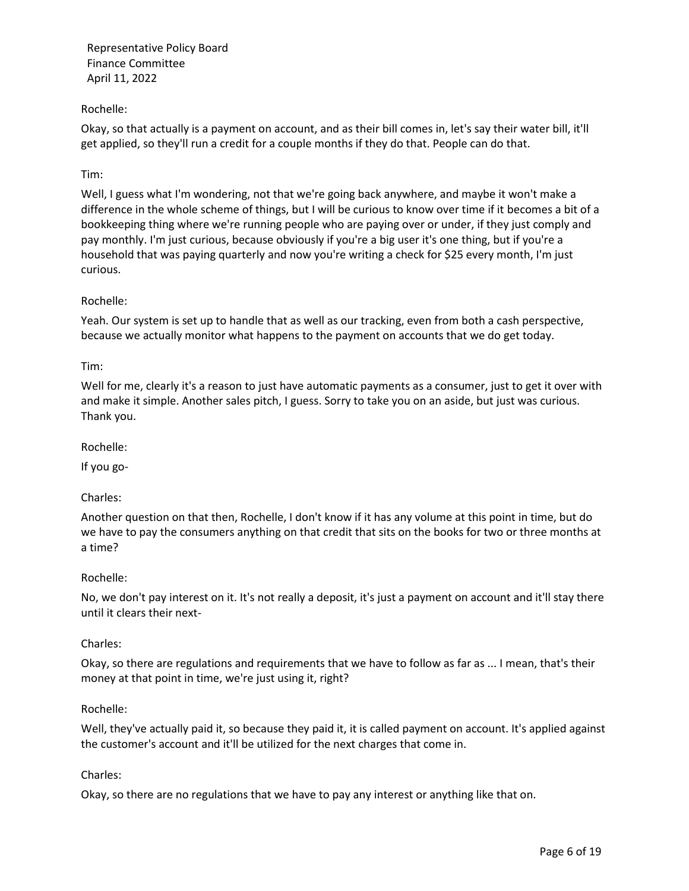Rochelle:

Okay, so that actually is a payment on account, and as their bill comes in, let's say their water bill, it'll get applied, so they'll run a credit for a couple months if they do that. People can do that.

Tim:

Well, I guess what I'm wondering, not that we're going back anywhere, and maybe it won't make a difference in the whole scheme of things, but I will be curious to know over time if it becomes a bit of a bookkeeping thing where we're running people who are paying over or under, if they just comply and pay monthly. I'm just curious, because obviously if you're a big user it's one thing, but if you're a household that was paying quarterly and now you're writing a check for $25 every month, I'm just curious.

Rochelle:

Yeah. Our system is set up to handle that as well as our tracking, even from both a cash perspective, because we actually monitor what happens to the payment on accounts that we do get today.

Tim:

Well for me, clearly it's a reason to just have automatic payments as a consumer, just to get it over with and make it simple. Another sales pitch, I guess. Sorry to take you on an aside, but just was curious. Thank you.

Rochelle:

If you go-

Charles:

Another question on that then, Rochelle, I don't know if it has any volume at this point in time, but do we have to pay the consumers anything on that credit that sits on the books for two or three months at a time?

Rochelle:

No, we don't pay interest on it. It's not really a deposit, it's just a payment on account and it'll stay there until it clears their next-

Charles:

Okay, so there are regulations and requirements that we have to follow as far as ... I mean, that's their money at that point in time, we're just using it, right?

Rochelle:

Well, they've actually paid it, so because they paid it, it is called payment on account. It's applied against the customer's account and it'll be utilized for the next charges that come in.

Charles:

Okay, so there are no regulations that we have to pay any interest or anything like that on.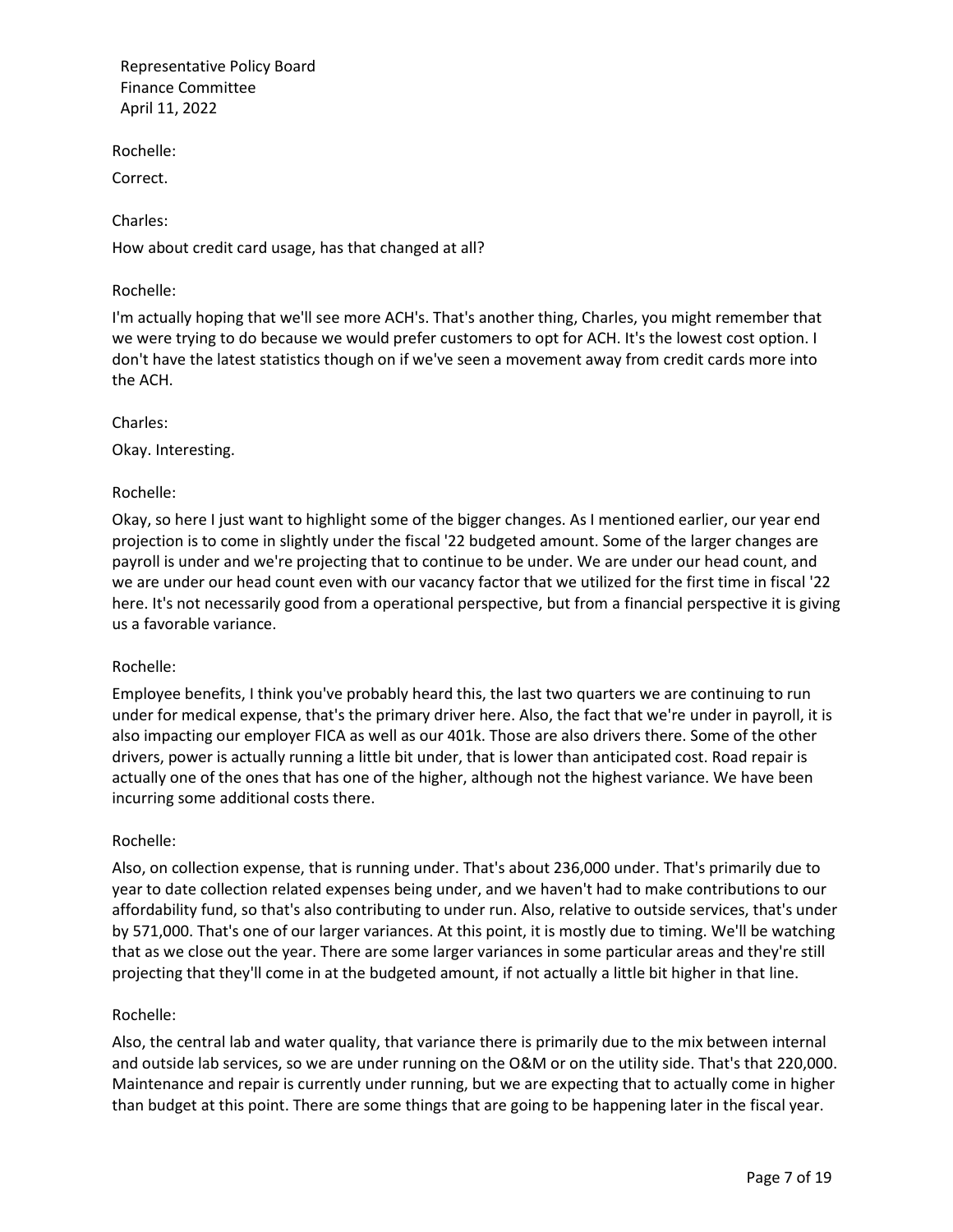Rochelle:

Correct.

Charles:

How about credit card usage, has that changed at all?

Rochelle:

I'm actually hoping that we'll see more ACH's. That's another thing, Charles, you might remember that we were trying to do because we would prefer customers to opt for ACH. It's the lowest cost option. I don't have the latest statistics though on if we've seen a movement away from credit cards more into the ACH.

Charles:

Okay. Interesting.

Rochelle:

Okay, so here I just want to highlight some of the bigger changes. As I mentioned earlier, our year end projection is to come in slightly under the fiscal '22 budgeted amount. Some of the larger changes are payroll is under and we're projecting that to continue to be under. We are under our head count, and we are under our head count even with our vacancy factor that we utilized for the first time in fiscal '22 here. It's not necessarily good from a operational perspective, but from a financial perspective it is giving us a favorable variance.

Rochelle:

Employee benefits, I think you've probably heard this, the last two quarters we are continuing to run under for medical expense, that's the primary driver here. Also, the fact that we're under in payroll, it is also impacting our employer FICA as well as our 401k. Those are also drivers there. Some of the other drivers, power is actually running a little bit under, that is lower than anticipated cost. Road repair is actually one of the ones that has one of the higher, although not the highest variance. We have been incurring some additional costs there.

Rochelle:

Also, on collection expense, that is running under. That's about 236,000 under. That's primarily due to year to date collection related expenses being under, and we haven't had to make contributions to our affordability fund, so that's also contributing to under run. Also, relative to outside services, that's under by 571,000. That's one of our larger variances. At this point, it is mostly due to timing. We'll be watching that as we close out the year. There are some larger variances in some particular areas and they're still projecting that they'll come in at the budgeted amount, if not actually a little bit higher in that line.

Rochelle:

Also, the central lab and water quality, that variance there is primarily due to the mix between internal and outside lab services, so we are under running on the O&M or on the utility side. That's that 220,000. Maintenance and repair is currently under running, but we are expecting that to actually come in higher than budget at this point. There are some things that are going to be happening later in the fiscal year.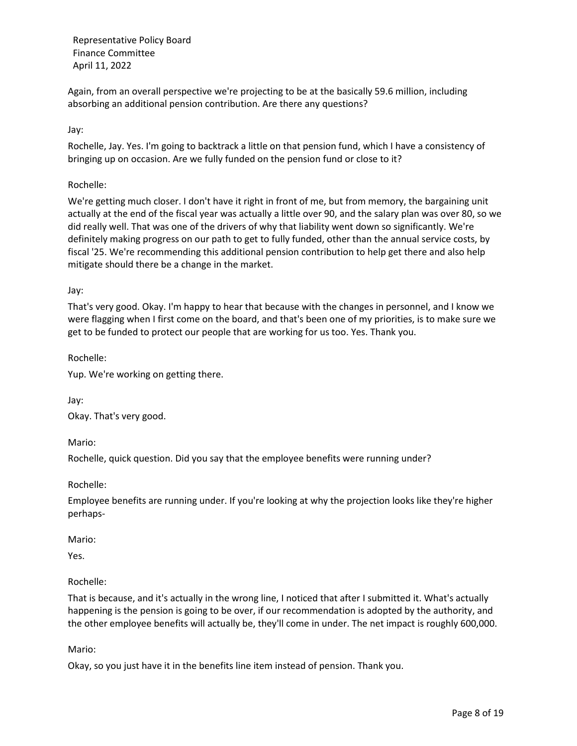Again, from an overall perspective we're projecting to be at the basically 59.6 million, including absorbing an additional pension contribution. Are there any questions?

Jay:

Rochelle, Jay. Yes. I'm going to backtrack a little on that pension fund, which I have a consistency of bringing up on occasion. Are we fully funded on the pension fund or close to it?

Rochelle:

We're getting much closer. I don't have it right in front of me, but from memory, the bargaining unit actually at the end of the fiscal year was actually a little over 90, and the salary plan was over 80, so we did really well. That was one of the drivers of why that liability went down so significantly. We're definitely making progress on our path to get to fully funded, other than the annual service costs, by fiscal '25. We're recommending this additional pension contribution to help get there and also help mitigate should there be a change in the market.

Jay:

That's very good. Okay. I'm happy to hear that because with the changes in personnel, and I know we were flagging when I first come on the board, and that's been one of my priorities, is to make sure we get to be funded to protect our people that are working for us too. Yes. Thank you.

Rochelle:

Yup. We're working on getting there.

Jay:

Okay. That's very good.

Mario:

Rochelle, quick question. Did you say that the employee benefits were running under?

Rochelle:

Employee benefits are running under. If you're looking at why the projection looks like they're higher perhaps-

Mario:

Yes.

Rochelle:

That is because, and it's actually in the wrong line, I noticed that after I submitted it. What's actually happening is the pension is going to be over, if our recommendation is adopted by the authority, and the other employee benefits will actually be, they'll come in under. The net impact is roughly 600,000.

Mario:

Okay, so you just have it in the benefits line item instead of pension. Thank you.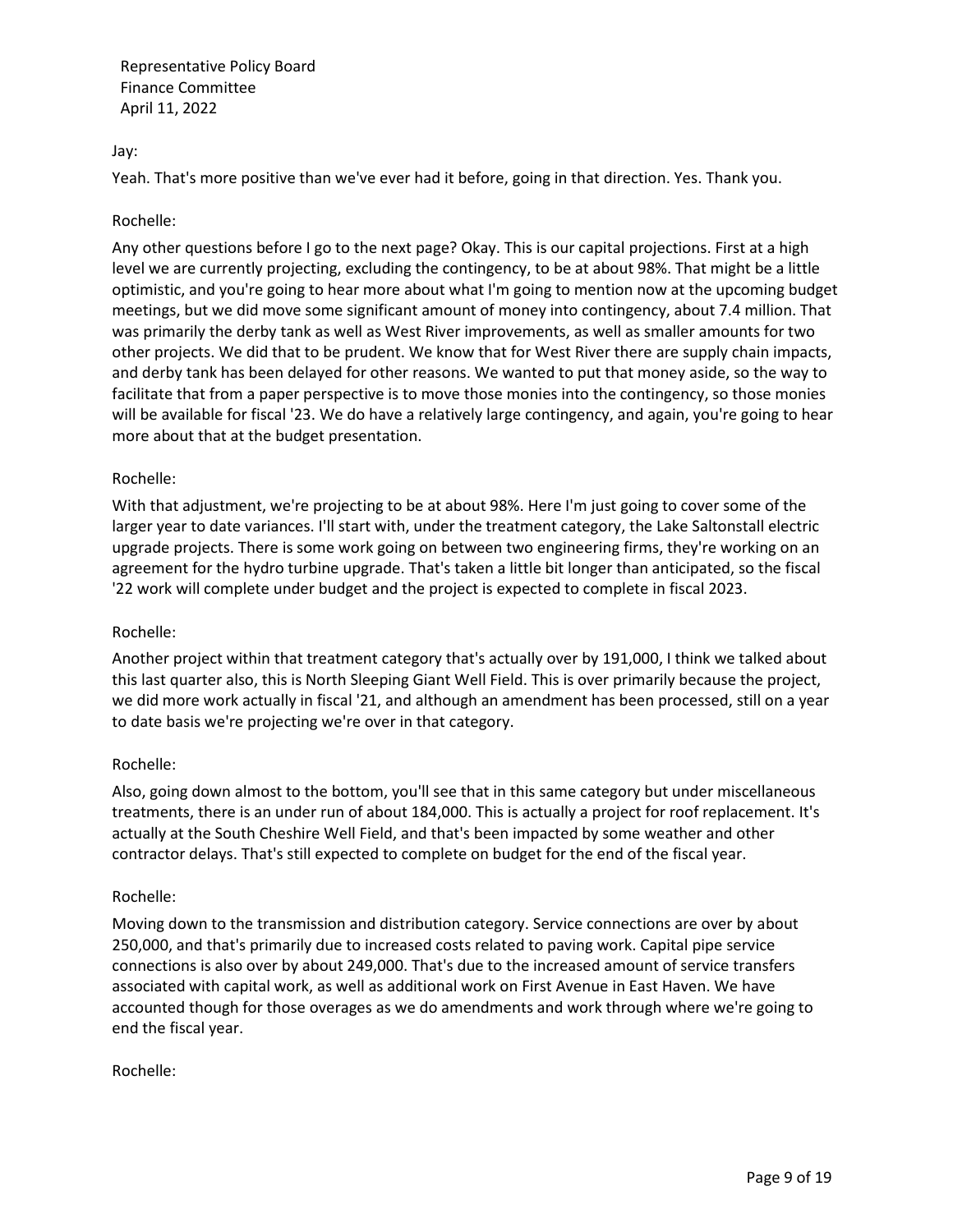Jay:

Yeah. That's more positive than we've ever had it before, going in that direction. Yes. Thank you.

Rochelle:

Any other questions before I go to the next page? Okay. This is our capital projections. First at a high level we are currently projecting, excluding the contingency, to be at about 98%. That might be a little optimistic, and you're going to hear more about what I'm going to mention now at the upcoming budget meetings, but we did move some significant amount of money into contingency, about 7.4 million. That was primarily the derby tank as well as West River improvements, as well as smaller amounts for two other projects. We did that to be prudent. We know that for West River there are supply chain impacts, and derby tank has been delayed for other reasons. We wanted to put that money aside, so the way to facilitate that from a paper perspective is to move those monies into the contingency, so those monies will be available for fiscal '23. We do have a relatively large contingency, and again, you're going to hear more about that at the budget presentation.

Rochelle:

With that adjustment, we're projecting to be at about 98%. Here I'm just going to cover some of the larger year to date variances. I'll start with, under the treatment category, the Lake Saltonstall electric upgrade projects. There is some work going on between two engineering firms, they're working on an agreement for the hydro turbine upgrade. That's taken a little bit longer than anticipated, so the fiscal '22 work will complete under budget and the project is expected to complete in fiscal 2023.

Rochelle:

Another project within that treatment category that's actually over by 191,000, I think we talked about this last quarter also, this is North Sleeping Giant Well Field. This is over primarily because the project, we did more work actually in fiscal '21, and although an amendment has been processed, still on a year to date basis we're projecting we're over in that category.

Rochelle:

Also, going down almost to the bottom, you'll see that in this same category but under miscellaneous treatments, there is an under run of about 184,000. This is actually a project for roof replacement. It's actually at the South Cheshire Well Field, and that's been impacted by some weather and other contractor delays. That's still expected to complete on budget for the end of the fiscal year.

Rochelle:

Moving down to the transmission and distribution category. Service connections are over by about 250,000, and that's primarily due to increased costs related to paving work. Capital pipe service connections is also over by about 249,000. That's due to the increased amount of service transfers associated with capital work, as well as additional work on First Avenue in East Haven. We have accounted though for those overages as we do amendments and work through where we're going to end the fiscal year.

Rochelle: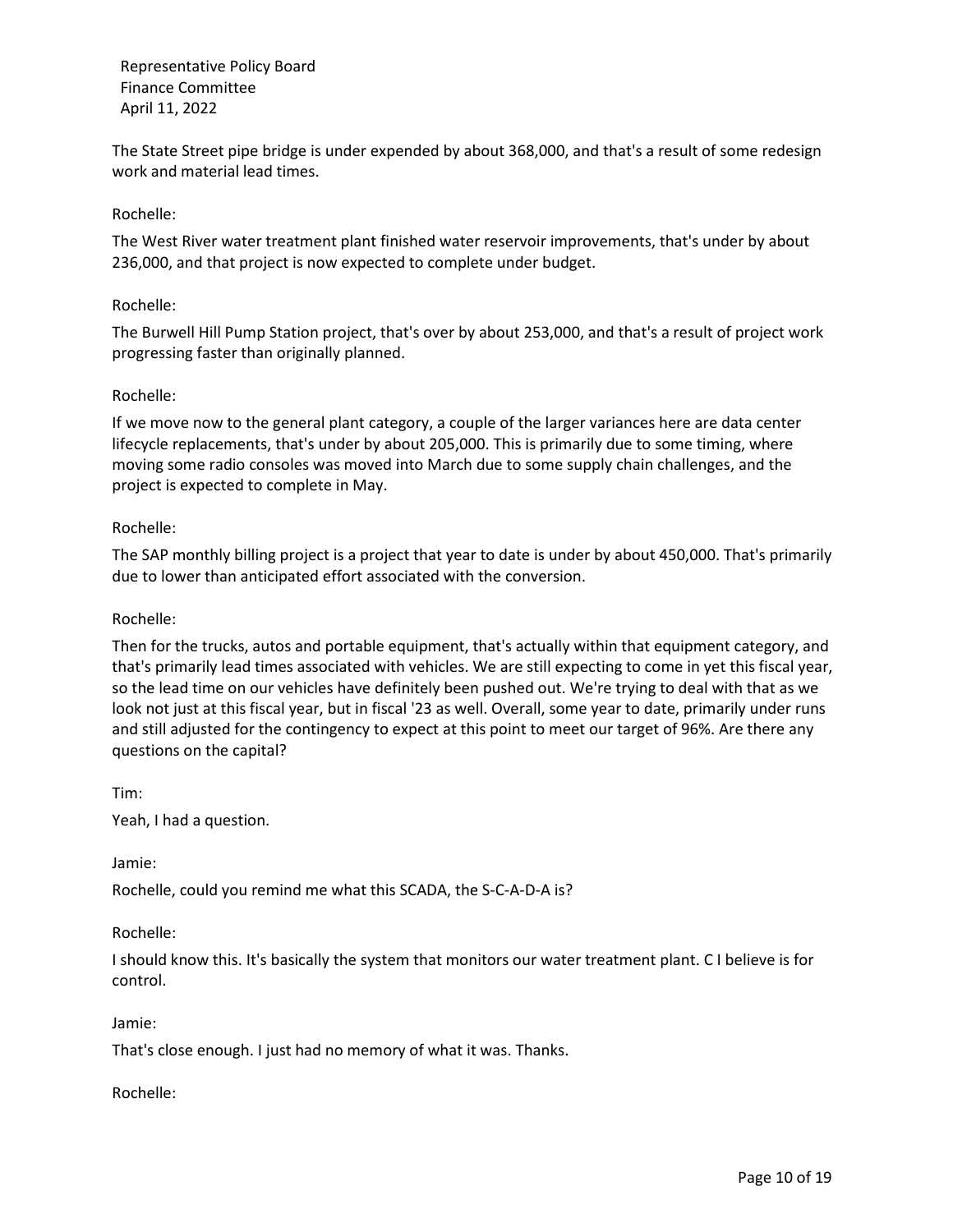The State Street pipe bridge is under expended by about 368,000, and that's a result of some redesign work and material lead times.

Rochelle:

The West River water treatment plant finished water reservoir improvements, that's under by about 236,000, and that project is now expected to complete under budget.

Rochelle:

The Burwell Hill Pump Station project, that's over by about 253,000, and that's a result of project work progressing faster than originally planned.

Rochelle:

If we move now to the general plant category, a couple of the larger variances here are data center lifecycle replacements, that's under by about 205,000. This is primarily due to some timing, where moving some radio consoles was moved into March due to some supply chain challenges, and the project is expected to complete in May.

Rochelle:

The SAP monthly billing project is a project that year to date is under by about 450,000. That's primarily due to lower than anticipated effort associated with the conversion.

Rochelle:

Then for the trucks, autos and portable equipment, that's actually within that equipment category, and that's primarily lead times associated with vehicles. We are still expecting to come in yet this fiscal year, so the lead time on our vehicles have definitely been pushed out. We're trying to deal with that as we look not just at this fiscal year, but in fiscal '23 as well. Overall, some year to date, primarily under runs and still adjusted for the contingency to expect at this point to meet our target of 96%. Are there any questions on the capital?

Tim:

Yeah, I had a question.

Jamie:

Rochelle, could you remind me what this SCADA, the S-C-A-D-A is?

Rochelle:

I should know this. It's basically the system that monitors our water treatment plant. C I believe is for control.

Jamie:

That's close enough. I just had no memory of what it was. Thanks.

Rochelle: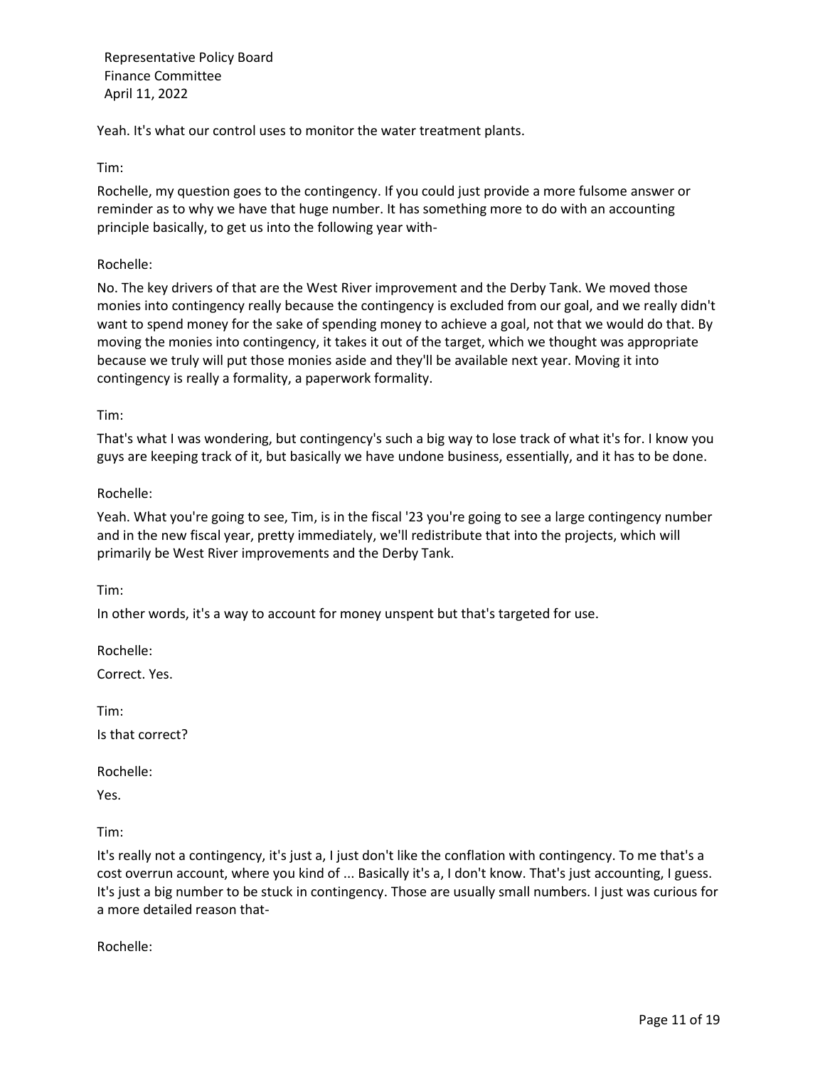Yeah. It's what our control uses to monitor the water treatment plants.

Tim:

Rochelle, my question goes to the contingency. If you could just provide a more fulsome answer or reminder as to why we have that huge number. It has something more to do with an accounting principle basically, to get us into the following year with-

Rochelle:

No. The key drivers of that are the West River improvement and the Derby Tank. We moved those monies into contingency really because the contingency is excluded from our goal, and we really didn't want to spend money for the sake of spending money to achieve a goal, not that we would do that. By moving the monies into contingency, it takes it out of the target, which we thought was appropriate because we truly will put those monies aside and they'll be available next year. Moving it into contingency is really a formality, a paperwork formality.

Tim:

That's what I was wondering, but contingency's such a big way to lose track of what it's for. I know you guys are keeping track of it, but basically we have undone business, essentially, and it has to be done.

Rochelle:

Yeah. What you're going to see, Tim, is in the fiscal '23 you're going to see a large contingency number and in the new fiscal year, pretty immediately, we'll redistribute that into the projects, which will primarily be West River improvements and the Derby Tank.

Tim:

In other words, it's a way to account for money unspent but that's targeted for use.

Rochelle:

Correct. Yes.

Tim:

Is that correct?

Rochelle:

Yes.

Tim:

It's really not a contingency, it's just a, I just don't like the conflation with contingency. To me that's a cost overrun account, where you kind of ... Basically it's a, I don't know. That's just accounting, I guess. It's just a big number to be stuck in contingency. Those are usually small numbers. I just was curious for a more detailed reason that-

Rochelle: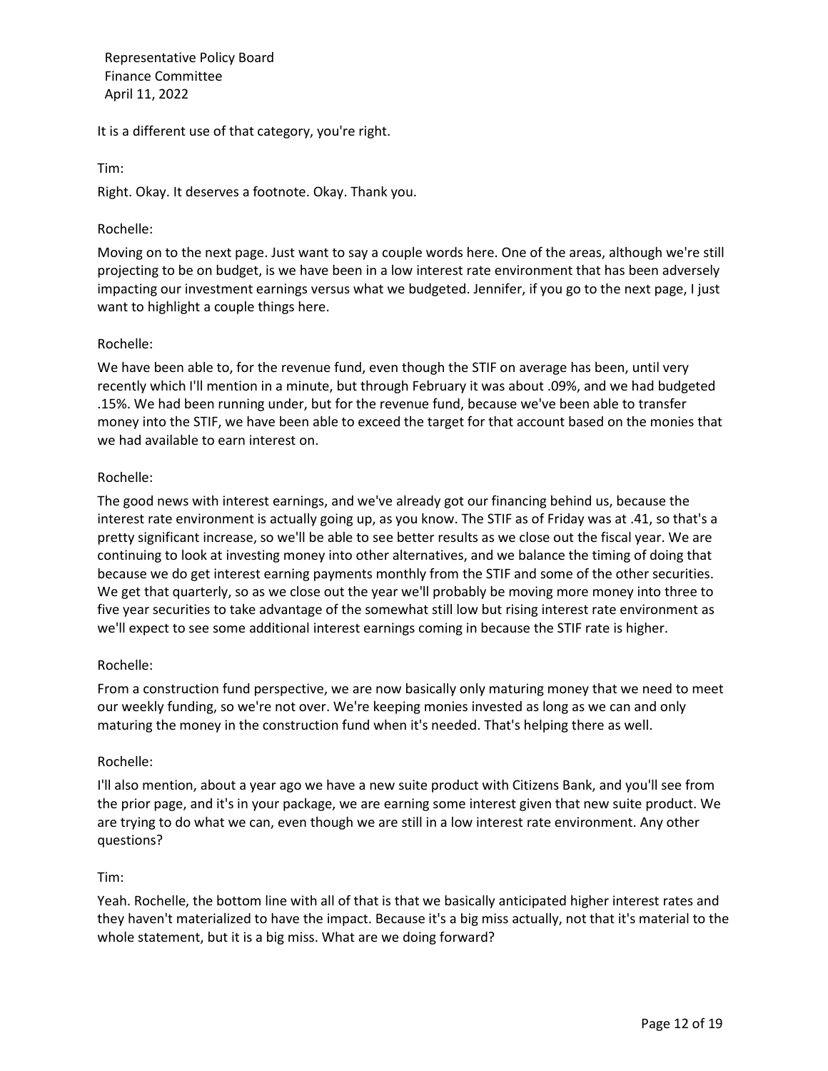It is a different use of that category, you're right.

Tim:

Right. Okay. It deserves a footnote. Okay. Thank you.

Rochelle:

Moving on to the next page. Just want to say a couple words here. One of the areas, although we're still projecting to be on budget, is we have been in a low interest rate environment that has been adversely impacting our investment earnings versus what we budgeted. Jennifer, if you go to the next page, I just want to highlight a couple things here.

Rochelle:

We have been able to, for the revenue fund, even though the STIF on average has been, until very recently which I'll mention in a minute, but through February it was about .09%, and we had budgeted .15%. We had been running under, but for the revenue fund, because we've been able to transfer money into the STIF, we have been able to exceed the target for that account based on the monies that we had available to earn interest on.

Rochelle:

The good news with interest earnings, and we've already got our financing behind us, because the interest rate environment is actually going up, as you know. The STIF as of Friday was at .41, so that's a pretty significant increase, so we'll be able to see better results as we close out the fiscal year. We are continuing to look at investing money into other alternatives, and we balance the timing of doing that because we do get interest earning payments monthly from the STIF and some of the other securities. We get that quarterly, so as we close out the year we'll probably be moving more money into three to five year securities to take advantage of the somewhat still low but rising interest rate environment as we'll expect to see some additional interest earnings coming in because the STIF rate is higher.

Rochelle:

From a construction fund perspective, we are now basically only maturing money that we need to meet our weekly funding, so we're not over. We're keeping monies invested as long as we can and only maturing the money in the construction fund when it's needed. That's helping there as well.

Rochelle:

I'll also mention, about a year ago we have a new suite product with Citizens Bank, and you'll see from the prior page, and it's in your package, we are earning some interest given that new suite product. We are trying to do what we can, even though we are still in a low interest rate environment. Any other questions?

Tim:

Yeah. Rochelle, the bottom line with all of that is that we basically anticipated higher interest rates and they haven't materialized to have the impact. Because it's a big miss actually, not that it's material to the whole statement, but it is a big miss. What are we doing forward?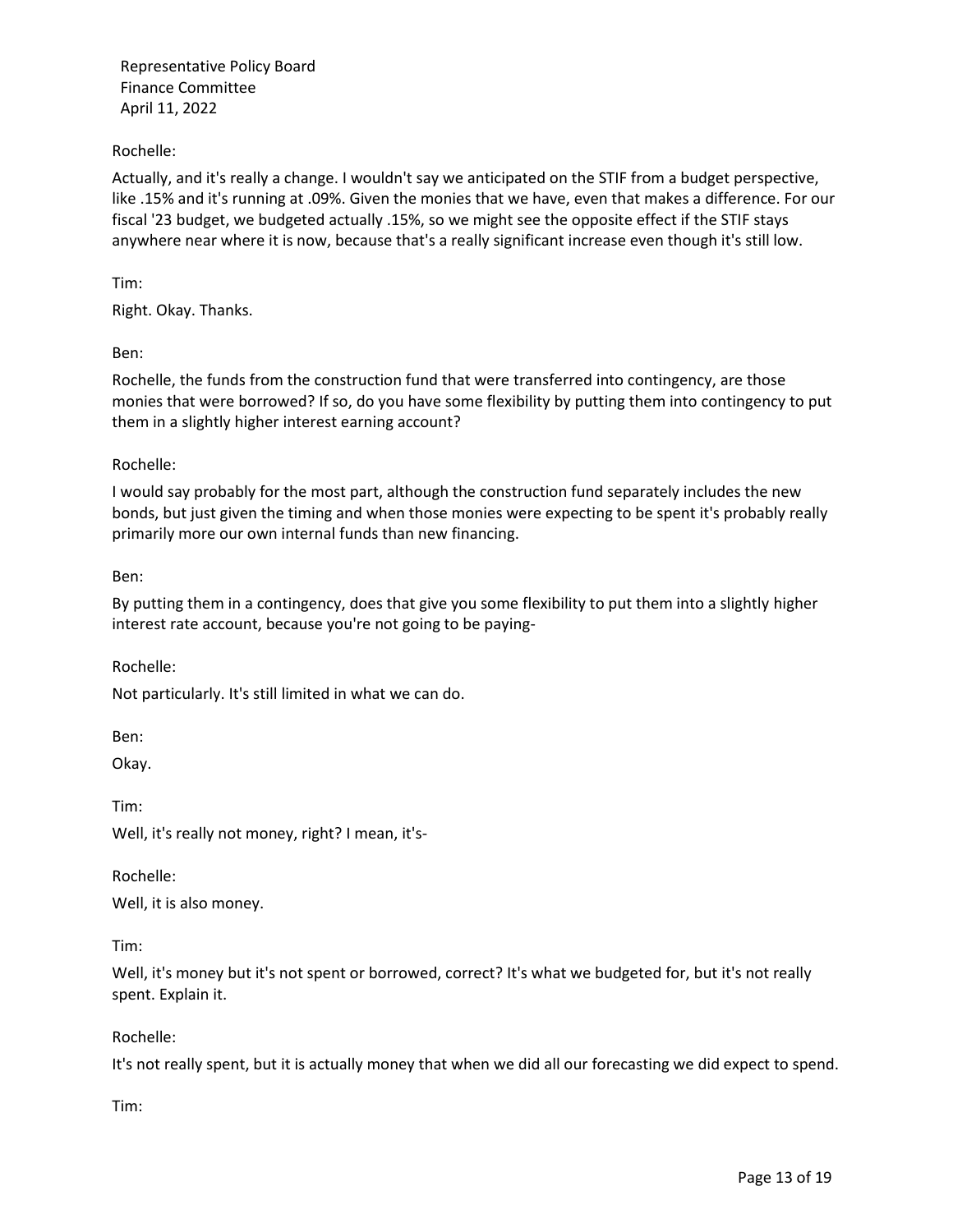Rochelle:

Actually, and it's really a change. I wouldn't say we anticipated on the STIF from a budget perspective, like .15% and it's running at .09%. Given the monies that we have, even that makes a difference. For our fiscal '23 budget, we budgeted actually .15%, so we might see the opposite effect if the STIF stays anywhere near where it is now, because that's a really significant increase even though it's still low.

Tim:

Right. Okay. Thanks.

Ben:

Rochelle, the funds from the construction fund that were transferred into contingency, are those monies that were borrowed? If so, do you have some flexibility by putting them into contingency to put them in a slightly higher interest earning account?

Rochelle:

I would say probably for the most part, although the construction fund separately includes the new bonds, but just given the timing and when those monies were expecting to be spent it's probably really primarily more our own internal funds than new financing.

Ben:

By putting them in a contingency, does that give you some flexibility to put them into a slightly higher interest rate account, because you're not going to be paying-

Rochelle:

Not particularly. It's still limited in what we can do.

Ben:

Okay.

Tim:

Well, it's really not money, right? I mean, it's-

Rochelle:

Well, it is also money.

Tim:

Well, it's money but it's not spent or borrowed, correct? It's what we budgeted for, but it's not really spent. Explain it.

Rochelle:

It's not really spent, but it is actually money that when we did all our forecasting we did expect to spend.

Tim: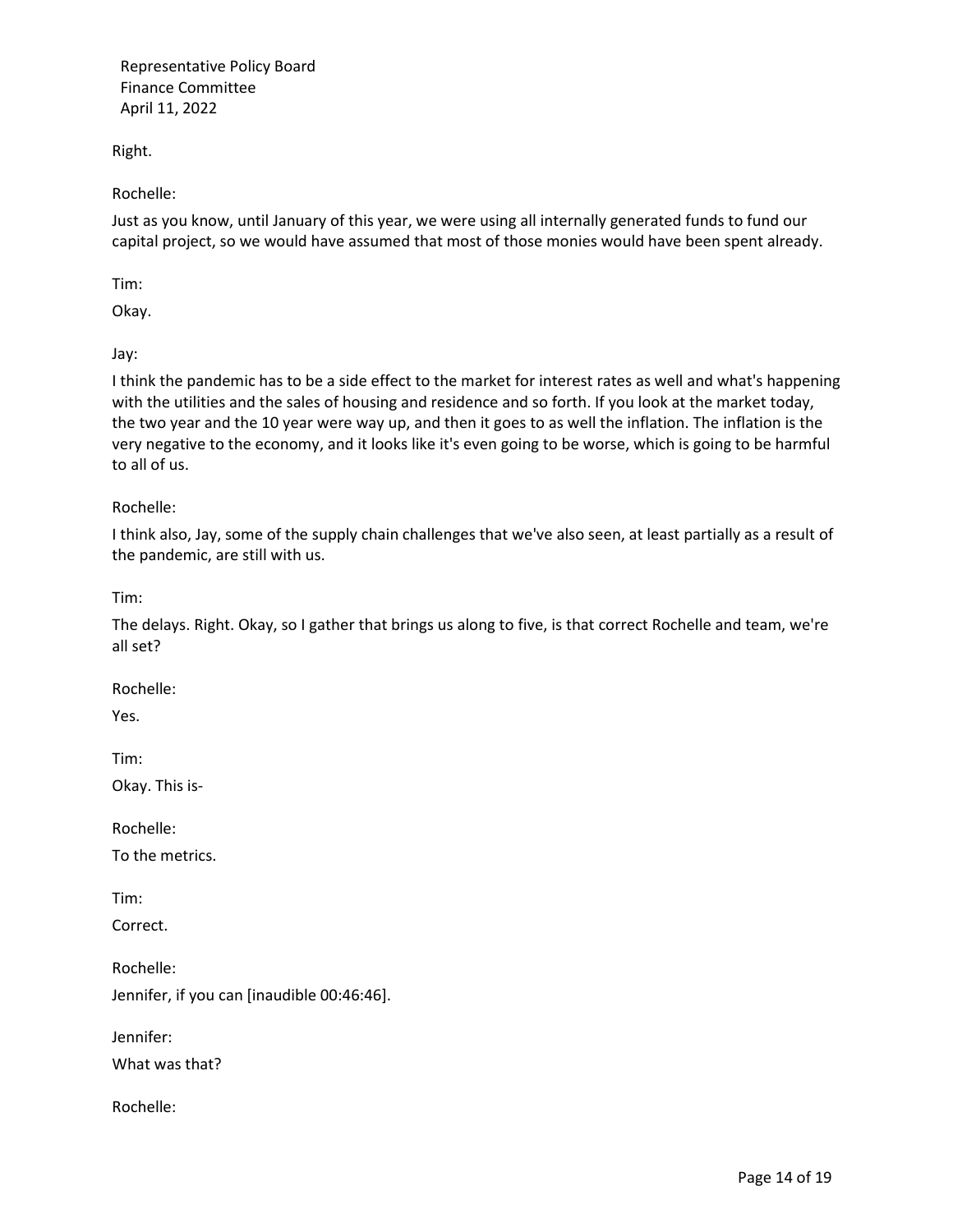Right.

Rochelle:

Just as you know, until January of this year, we were using all internally generated funds to fund our capital project, so we would have assumed that most of those monies would have been spent already.

Tim:

Okay.

Jay:

I think the pandemic has to be a side effect to the market for interest rates as well and what's happening with the utilities and the sales of housing and residence and so forth. If you look at the market today, the two year and the 10 year were way up, and then it goes to as well the inflation. The inflation is the very negative to the economy, and it looks like it's even going to be worse, which is going to be harmful to all of us.

Rochelle:

I think also, Jay, some of the supply chain challenges that we've also seen, at least partially as a result of the pandemic, are still with us.

Tim:

The delays. Right. Okay, so I gather that brings us along to five, is that correct Rochelle and team, we're all set?

Rochelle:

Yes.

Tim:

Okay. This is-

Rochelle:

To the metrics.

Tim:

Correct.

Rochelle:

Jennifer, if you can [inaudible 00:46:46].

Jennifer:

What was that?

Rochelle: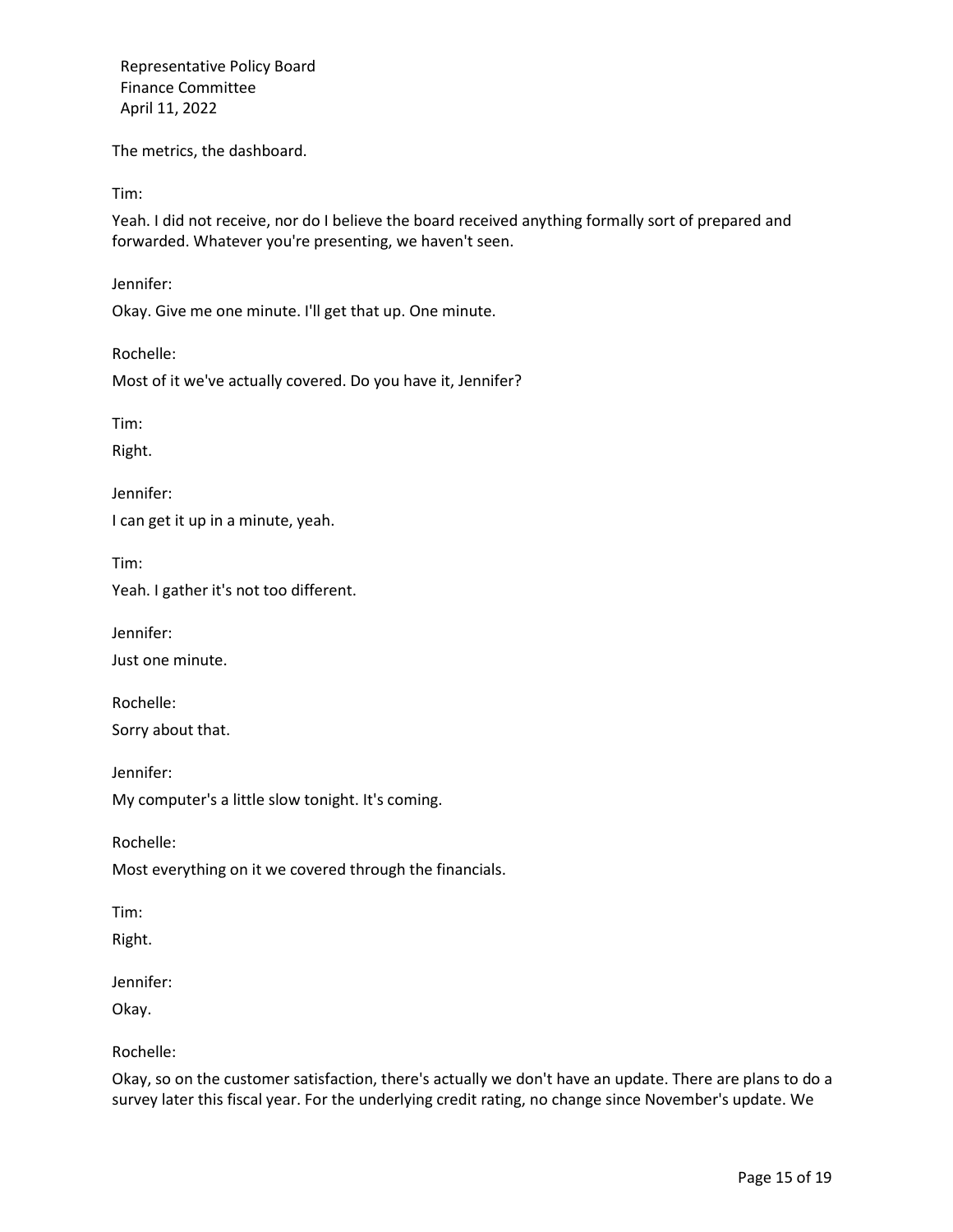The metrics, the dashboard.

Tim:

Yeah. I did not receive, nor do I believe the board received anything formally sort of prepared and forwarded. Whatever you're presenting, we haven't seen.

Jennifer:

Okay. Give me one minute. I'll get that up. One minute.

Rochelle:

Most of it we've actually covered. Do you have it, Jennifer?

Tim:

Right.

Jennifer:

I can get it up in a minute, yeah.

Tim:

Yeah. I gather it's not too different.

Jennifer:

Just one minute.

Rochelle:

Sorry about that.

Jennifer:

My computer's a little slow tonight. It's coming.

Rochelle:

Most everything on it we covered through the financials.

Tim:

Right.

Jennifer:

Okay.

Rochelle:

Okay, so on the customer satisfaction, there's actually we don't have an update. There are plans to do a survey later this fiscal year. For the underlying credit rating, no change since November's update. We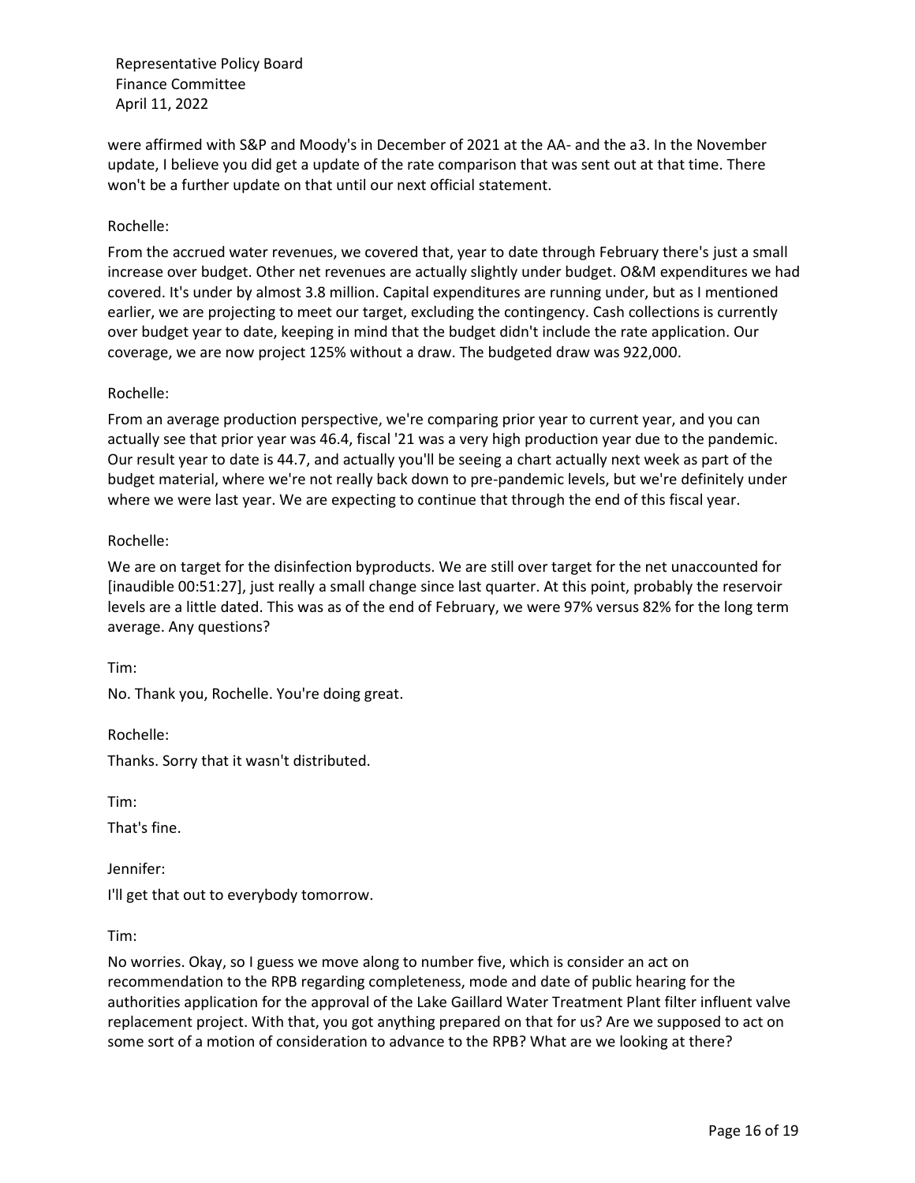were affirmed with S&P and Moody's in December of 2021 at the AA- and the a3. In the November update, I believe you did get a update of the rate comparison that was sent out at that time. There won't be a further update on that until our next official statement.

Rochelle:

From the accrued water revenues, we covered that, year to date through February there's just a small increase over budget. Other net revenues are actually slightly under budget. O&M expenditures we had covered. It's under by almost 3.8 million. Capital expenditures are running under, but as I mentioned earlier, we are projecting to meet our target, excluding the contingency. Cash collections is currently over budget year to date, keeping in mind that the budget didn't include the rate application. Our coverage, we are now project 125% without a draw. The budgeted draw was 922,000.

Rochelle:

From an average production perspective, we're comparing prior year to current year, and you can actually see that prior year was 46.4, fiscal '21 was a very high production year due to the pandemic. Our result year to date is 44.7, and actually you'll be seeing a chart actually next week as part of the budget material, where we're not really back down to pre-pandemic levels, but we're definitely under where we were last year. We are expecting to continue that through the end of this fiscal year.

Rochelle:

We are on target for the disinfection byproducts. We are still over target for the net unaccounted for [inaudible 00:51:27], just really a small change since last quarter. At this point, probably the reservoir levels are a little dated. This was as of the end of February, we were 97% versus 82% for the long term average. Any questions?

Tim:

No. Thank you, Rochelle. You're doing great.

Rochelle:

Thanks. Sorry that it wasn't distributed.

Tim:

That's fine.

Jennifer:

I'll get that out to everybody tomorrow.

Tim:

No worries. Okay, so I guess we move along to number five, which is consider an act on recommendation to the RPB regarding completeness, mode and date of public hearing for the authorities application for the approval of the Lake Gaillard Water Treatment Plant filter influent valve replacement project. With that, you got anything prepared on that for us? Are we supposed to act on some sort of a motion of consideration to advance to the RPB? What are we looking at there?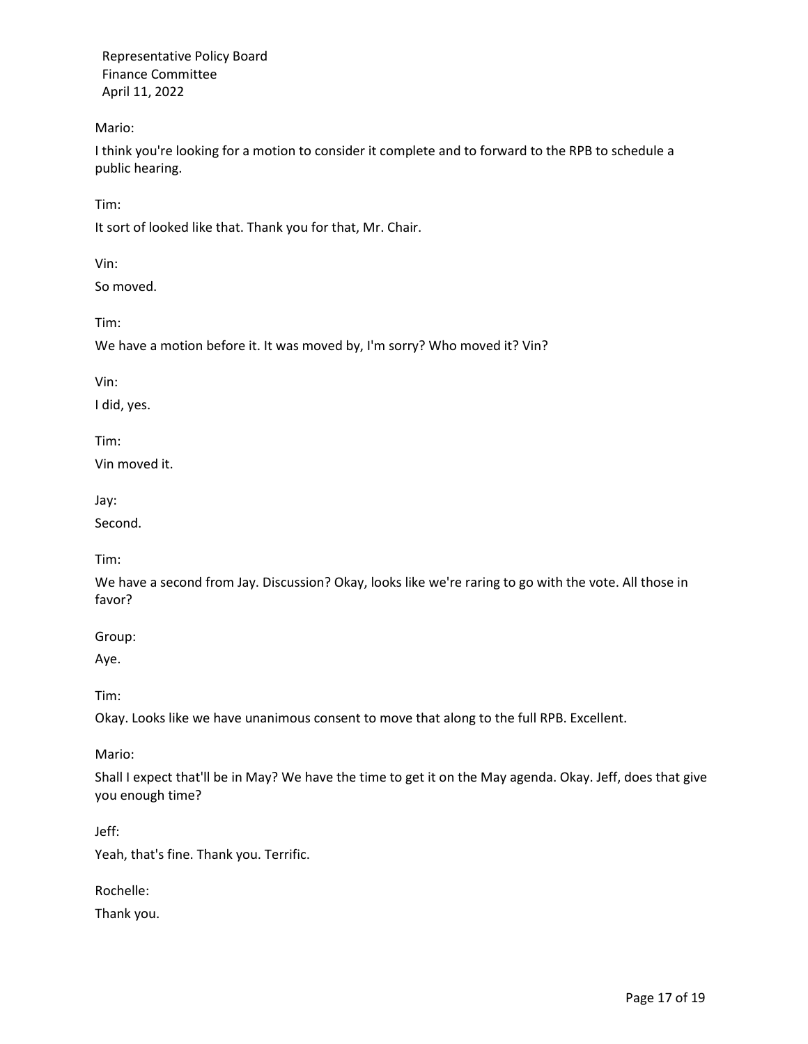Mario:

I think you're looking for a motion to consider it complete and to forward to the RPB to schedule a public hearing.

Tim:

It sort of looked like that. Thank you for that, Mr. Chair.

Vin:

So moved.

Tim:

We have a motion before it. It was moved by, I'm sorry? Who moved it? Vin?

Vin:

I did, yes.

Tim:

Vin moved it.

Jay:

Second.

Tim:

We have a second from Jay. Discussion? Okay, looks like we're raring to go with the vote. All those in favor?

Group:

Aye.

Tim:

Okay. Looks like we have unanimous consent to move that along to the full RPB. Excellent.

Mario:

Shall I expect that'll be in May? We have the time to get it on the May agenda. Okay. Jeff, does that give you enough time?

Jeff:

Yeah, that's fine. Thank you. Terrific.

Rochelle:

Thank you.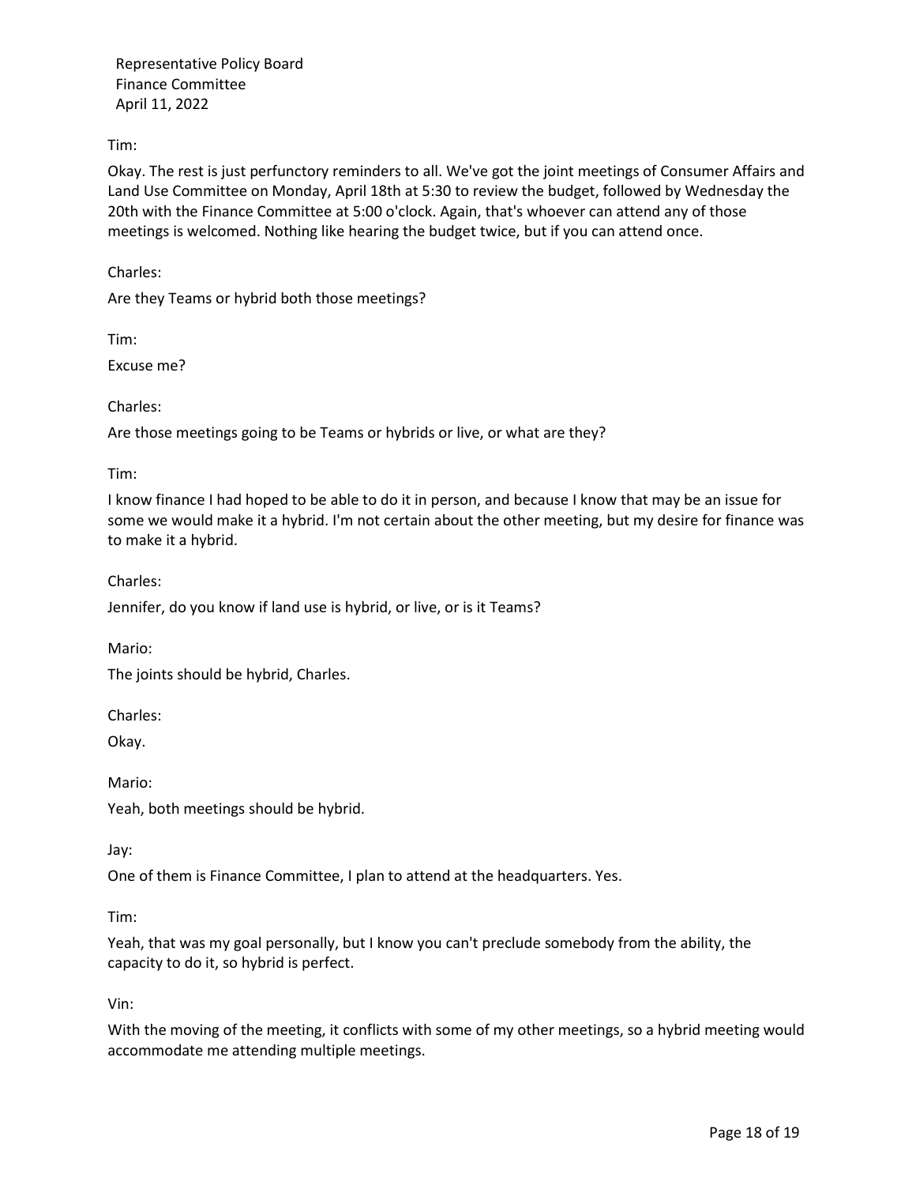Tim:

Okay. The rest is just perfunctory reminders to all. We've got the joint meetings of Consumer Affairs and Land Use Committee on Monday, April 18th at 5:30 to review the budget, followed by Wednesday the 20th with the Finance Committee at 5:00 o'clock. Again, that's whoever can attend any of those meetings is welcomed. Nothing like hearing the budget twice, but if you can attend once.

Charles:

Are they Teams or hybrid both those meetings?

Tim:

Excuse me?

Charles:

Are those meetings going to be Teams or hybrids or live, or what are they?

Tim:

I know finance I had hoped to be able to do it in person, and because I know that may be an issue for some we would make it a hybrid. I'm not certain about the other meeting, but my desire for finance was to make it a hybrid.

Charles:

Jennifer, do you know if land use is hybrid, or live, or is it Teams?

Mario:

The joints should be hybrid, Charles.

Charles:

Okay.

Mario:

Yeah, both meetings should be hybrid.

Jay:

One of them is Finance Committee, I plan to attend at the headquarters. Yes.

Tim:

Yeah, that was my goal personally, but I know you can't preclude somebody from the ability, the capacity to do it, so hybrid is perfect.

Vin:

With the moving of the meeting, it conflicts with some of my other meetings, so a hybrid meeting would accommodate me attending multiple meetings.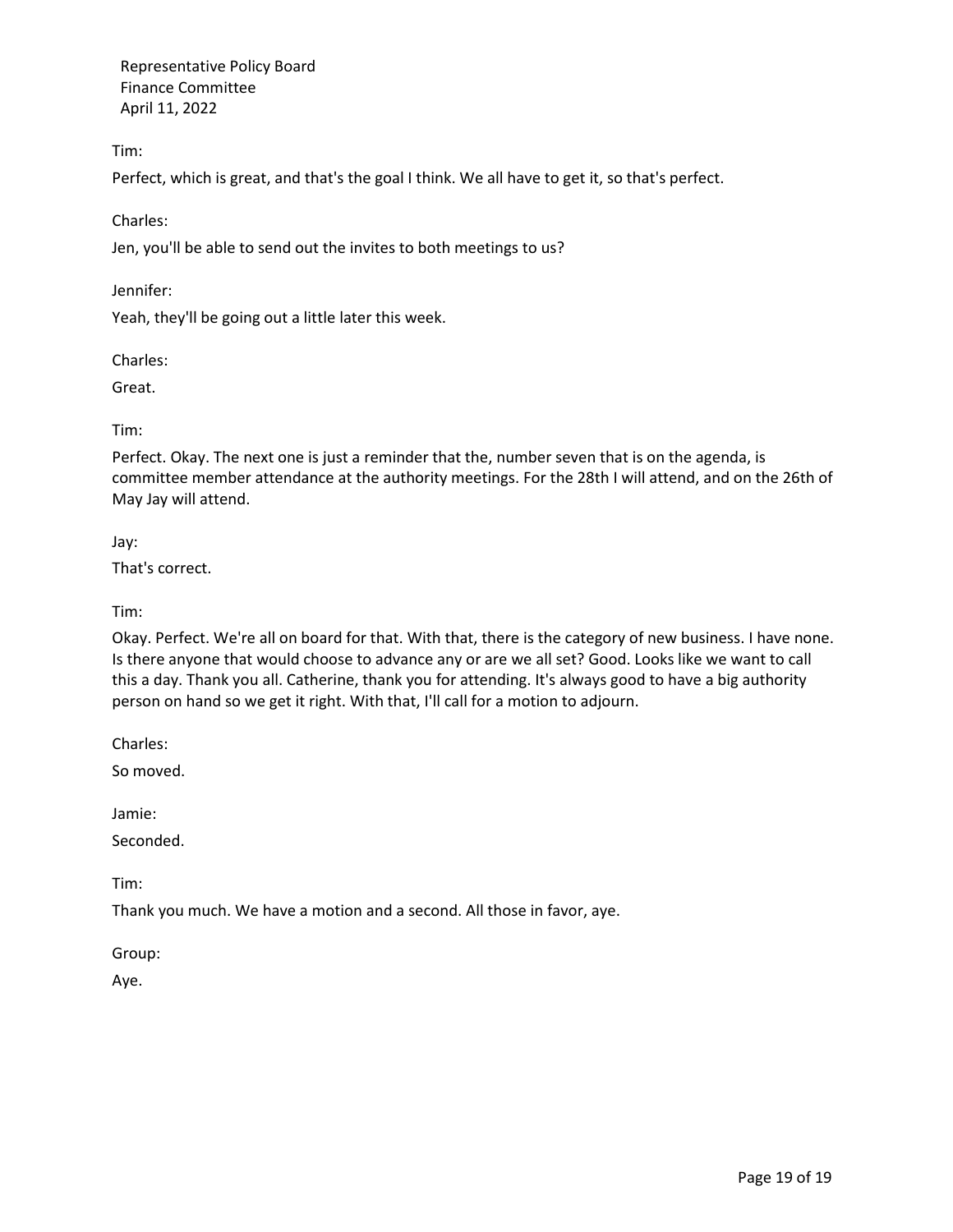Tim:

Perfect, which is great, and that's the goal I think. We all have to get it, so that's perfect.

Charles:

Jen, you'll be able to send out the invites to both meetings to us?

Jennifer:

Yeah, they'll be going out a little later this week.

Charles:

Great.

Tim:

Perfect. Okay. The next one is just a reminder that the, number seven that is on the agenda, is committee member attendance at the authority meetings. For the 28th I will attend, and on the 26th of May Jay will attend.

Jay:

That's correct.

Tim:

Okay. Perfect. We're all on board for that. With that, there is the category of new business. I have none. Is there anyone that would choose to advance any or are we all set? Good. Looks like we want to call this a day. Thank you all. Catherine, thank you for attending. It's always good to have a big authority person on hand so we get it right. With that, I'll call for a motion to adjourn.

Charles:

So moved.

Jamie:

Seconded.

Tim:

Thank you much. We have a motion and a second. All those in favor, aye.

Group:

Aye.